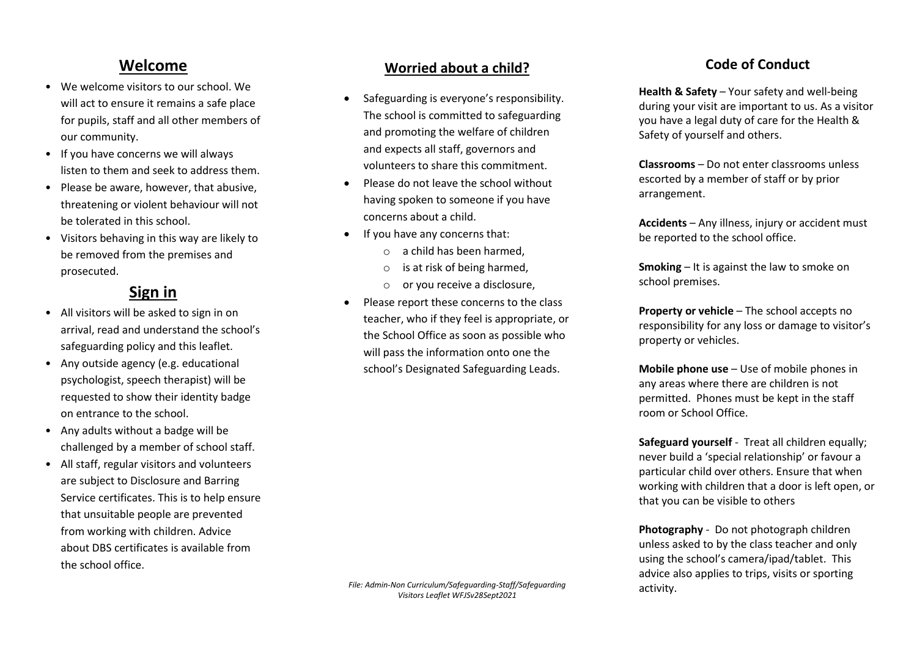## Welcome

- We welcome visitors to our school. We will act to ensure it remains a safe place for pupils, staff and all other members of our community.
- If you have concerns we will always listen to them and seek to address them.
- Please be aware, however, that abusive, threatening or violent behaviour will not be tolerated in this school.
- Visitors behaving in this way are likely to be removed from the premises and prosecuted.

## Sign in

- All visitors will be asked to sign in on arrival, read and understand the school's safeguarding policy and this leaflet.
- Any outside agency (e.g. educational psychologist, speech therapist) will be requested to show their identity badge on entrance to the school.
- Any adults without a badge will be challenged by a member of school staff.
- All staff, regular visitors and volunteers are subject to Disclosure and Barring Service certificates. This is to help ensure that unsuitable people are prevented from working with children. Advice about DBS certificates is available from the school office.

## Worried about a child?

- Safeguarding is everyone's responsibility. The school is committed to safeguarding and promoting the welfare of children and expects all staff, governors and volunteers to share this commitment.
- Please do not leave the school without having spoken to someone if you have concerns about a child.
- If you have any concerns that:
  - a child has been harmed,
  - is at risk of being harmed,
  - or you receive a disclosure,
- Please report these concerns to the class teacher, who if they feel is appropriate, or the School Office as soon as possible who will pass the information onto one the school's Designated Safeguarding Leads.

*File: Admin-Non Curriculum/Safeguarding-Staff/Safeguarding Visitors Leaflet WFJSv28Sept2021*

## Code of Conduct

**Health & Safety** – Your safety and well-being during your visit are important to us. As a visitor you have a legal duty of care for the Health & Safety of yourself and others.

**Classrooms** – Do not enter classrooms unless escorted by a member of staff or by prior arrangement.

**Accidents** – Any illness, injury or accident must be reported to the school office.

**Smoking** – It is against the law to smoke on school premises.

**Property or vehicle** – The school accepts no responsibility for any loss or damage to visitor's property or vehicles.

**Mobile phone use** – Use of mobile phones in any areas where there are children is not permitted. Phones must be kept in the staff room or School Office.

**Safeguard yourself** - Treat all children equally; never build a 'special relationship' or favour a particular child over others. Ensure that when working with children that a door is left open, or that you can be visible to others

**Photography** - Do not photograph children unless asked to by the class teacher and only using the school's camera/ipad/tablet. This advice also applies to trips, visits or sporting activity.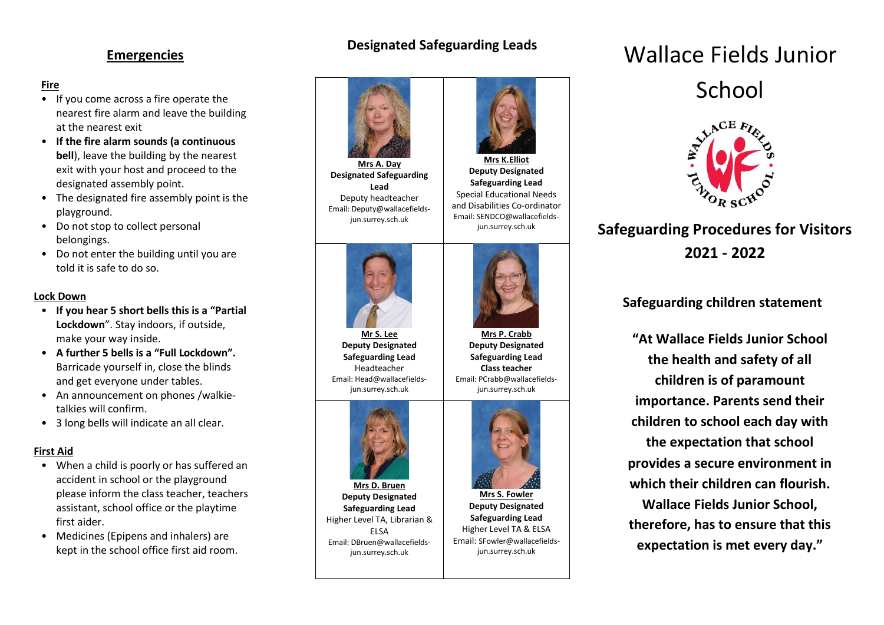## Emergencies

**Fire**

- If you come across a fire operate the nearest fire alarm and leave the building at the nearest exit
- **If the fire alarm sounds (a continuous bell**), leave the building by the nearest exit with your host and proceed to the designated assembly point.
- The designated fire assembly point is the playground.
- Do not stop to collect personal belongings.
- Do not enter the building until you are told it is safe to do so.

**Lock Down**

- **If you hear 5 short bells this is a "Partial Lockdown**". Stay indoors, if outside, make your way inside.
- **A further 5 bells is a "Full Lockdown".** Barricade yourself in, close the blinds and get everyone under tables.
- An announcement on phones /walkie-talkies will confirm.
- 3 long bells will indicate an all clear.

**First Aid**

- When a child is poorly or has suffered an accident in school or the playground please inform the class teacher, teachers assistant, school office or the playtime first aider.
- Medicines (Epipens and inhalers) are kept in the school office first aid room.

## Designated Safeguarding Leads

| | |
|---|---|
| **Mrs A. Day**<br>**Designated Safeguarding Lead**<br>Deputy headteacher<br>Email: Deputy@wallacefields-jun.surrey.sch.uk | **Mrs K.Elliot**<br>**Deputy Designated Safeguarding Lead**<br>Special Educational Needs and Disabilities Co-ordinator<br>Email: SENDCO@wallacefields-jun.surrey.sch.uk |
| **Mr S. Lee**<br>**Deputy Designated Safeguarding Lead**<br>Headteacher<br>Email: Head@wallacefields-jun.surrey.sch.uk | **Mrs P. Crabb**<br>**Deputy Designated Safeguarding Lead**<br>**Class teacher**<br>Email: PCrabb@wallacefields-jun.surrey.sch.uk |
| **Mrs D. Bruen**<br>**Deputy Designated Safeguarding Lead**<br>Higher Level TA, Librarian & ELSA<br>Email: DBruen@wallacefields-jun.surrey.sch.uk | **Mrs S. Fowler**<br>**Deputy Designated Safeguarding Lead**<br>Higher Level TA & ELSA<br>Email: SFowler@wallacefields-jun.surrey.sch.uk |

# Wallace Fields Junior School

WALLACE FIELDS JUNIOR SCHOOL

## Safeguarding Procedures for Visitors 2021 - 2022

### Safeguarding children statement

**"At Wallace Fields Junior School the health and safety of all children is of paramount importance. Parents send their children to school each day with the expectation that school provides a secure environment in which their children can flourish. Wallace Fields Junior School, therefore, has to ensure that this expectation is met every day."**